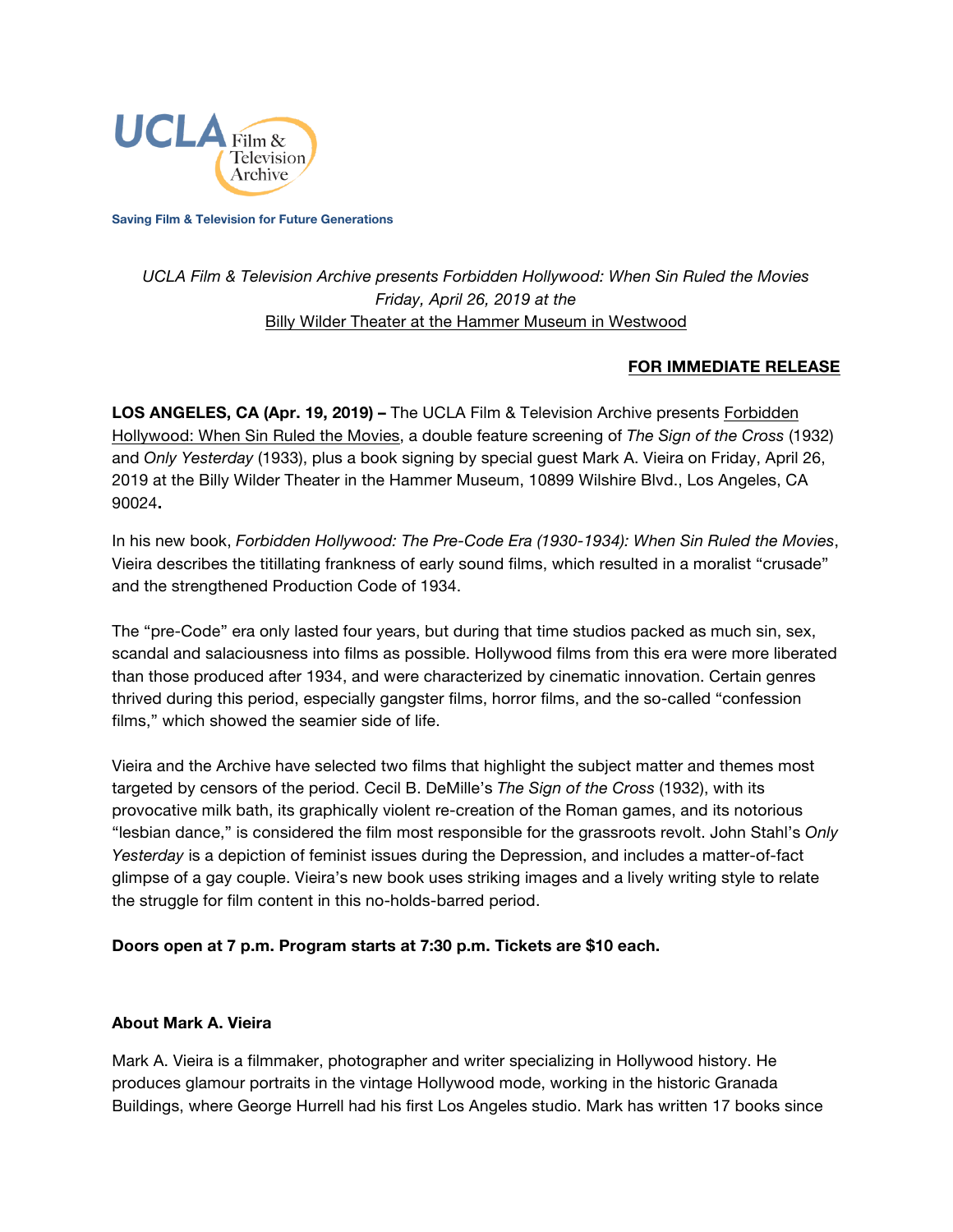UCLA Film & Television Archive

**Saving Film & Television for Future Generations**

*UCLA Film & Television Archive presents Forbidden Hollywood: When Sin Ruled the Movies*
*Friday, April 26, 2019 at the*
Billy Wilder Theater at the Hammer Museum in Westwood

**FOR IMMEDIATE RELEASE**

**LOS ANGELES, CA (Apr. 19, 2019) –** The UCLA Film & Television Archive presents Forbidden Hollywood: When Sin Ruled the Movies, a double feature screening of *The Sign of the Cross* (1932) and *Only Yesterday* (1933), plus a book signing by special guest Mark A. Vieira on Friday, April 26, 2019 at the Billy Wilder Theater in the Hammer Museum, 10899 Wilshire Blvd., Los Angeles, CA 90024**.**

In his new book, *Forbidden Hollywood: The Pre-Code Era (1930-1934): When Sin Ruled the Movies*, Vieira describes the titillating frankness of early sound films, which resulted in a moralist "crusade" and the strengthened Production Code of 1934.

The "pre-Code" era only lasted four years, but during that time studios packed as much sin, sex, scandal and salaciousness into films as possible. Hollywood films from this era were more liberated than those produced after 1934, and were characterized by cinematic innovation. Certain genres thrived during this period, especially gangster films, horror films, and the so-called "confession films," which showed the seamier side of life.

Vieira and the Archive have selected two films that highlight the subject matter and themes most targeted by censors of the period. Cecil B. DeMille's *The Sign of the Cross* (1932), with its provocative milk bath, its graphically violent re-creation of the Roman games, and its notorious "lesbian dance," is considered the film most responsible for the grassroots revolt. John Stahl's *Only Yesterday* is a depiction of feminist issues during the Depression, and includes a matter-of-fact glimpse of a gay couple. Vieira's new book uses striking images and a lively writing style to relate the struggle for film content in this no-holds-barred period.

**Doors open at 7 p.m. Program starts at 7:30 p.m. Tickets are $10 each.**

**About Mark A. Vieira**

Mark A. Vieira is a filmmaker, photographer and writer specializing in Hollywood history. He produces glamour portraits in the vintage Hollywood mode, working in the historic Granada Buildings, where George Hurrell had his first Los Angeles studio. Mark has written 17 books since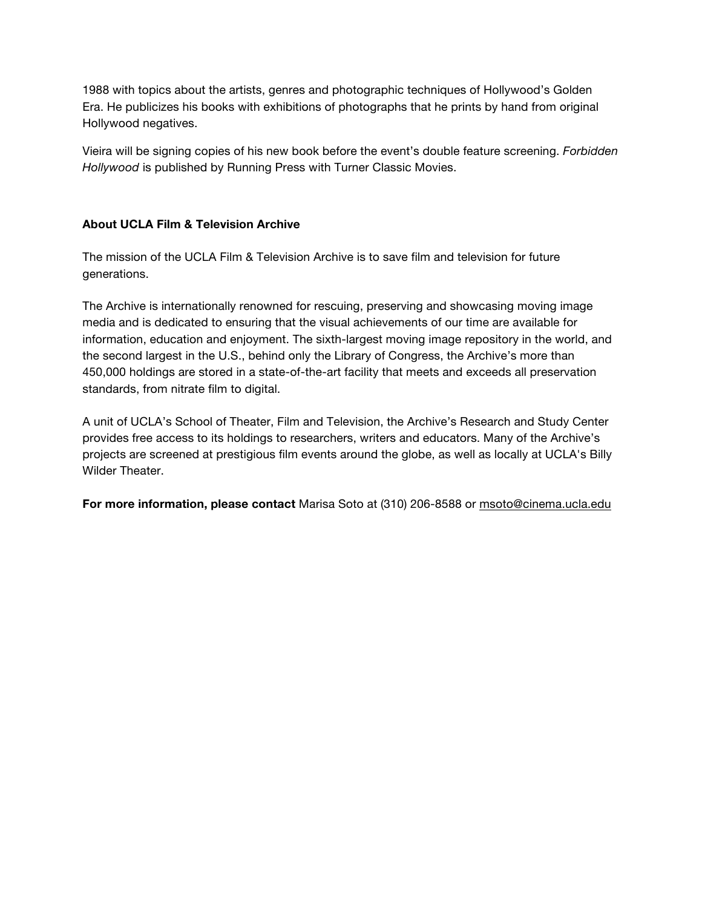1988 with topics about the artists, genres and photographic techniques of Hollywood's Golden Era. He publicizes his books with exhibitions of photographs that he prints by hand from original Hollywood negatives.

Vieira will be signing copies of his new book before the event's double feature screening. *Forbidden Hollywood* is published by Running Press with Turner Classic Movies.

**About UCLA Film & Television Archive**

The mission of the UCLA Film & Television Archive is to save film and television for future generations.

The Archive is internationally renowned for rescuing, preserving and showcasing moving image media and is dedicated to ensuring that the visual achievements of our time are available for information, education and enjoyment. The sixth-largest moving image repository in the world, and the second largest in the U.S., behind only the Library of Congress, the Archive's more than 450,000 holdings are stored in a state-of-the-art facility that meets and exceeds all preservation standards, from nitrate film to digital.

A unit of UCLA's School of Theater, Film and Television, the Archive's Research and Study Center provides free access to its holdings to researchers, writers and educators. Many of the Archive's projects are screened at prestigious film events around the globe, as well as locally at UCLA's Billy Wilder Theater.

**For more information, please contact** Marisa Soto at (310) 206-8588 or msoto@cinema.ucla.edu